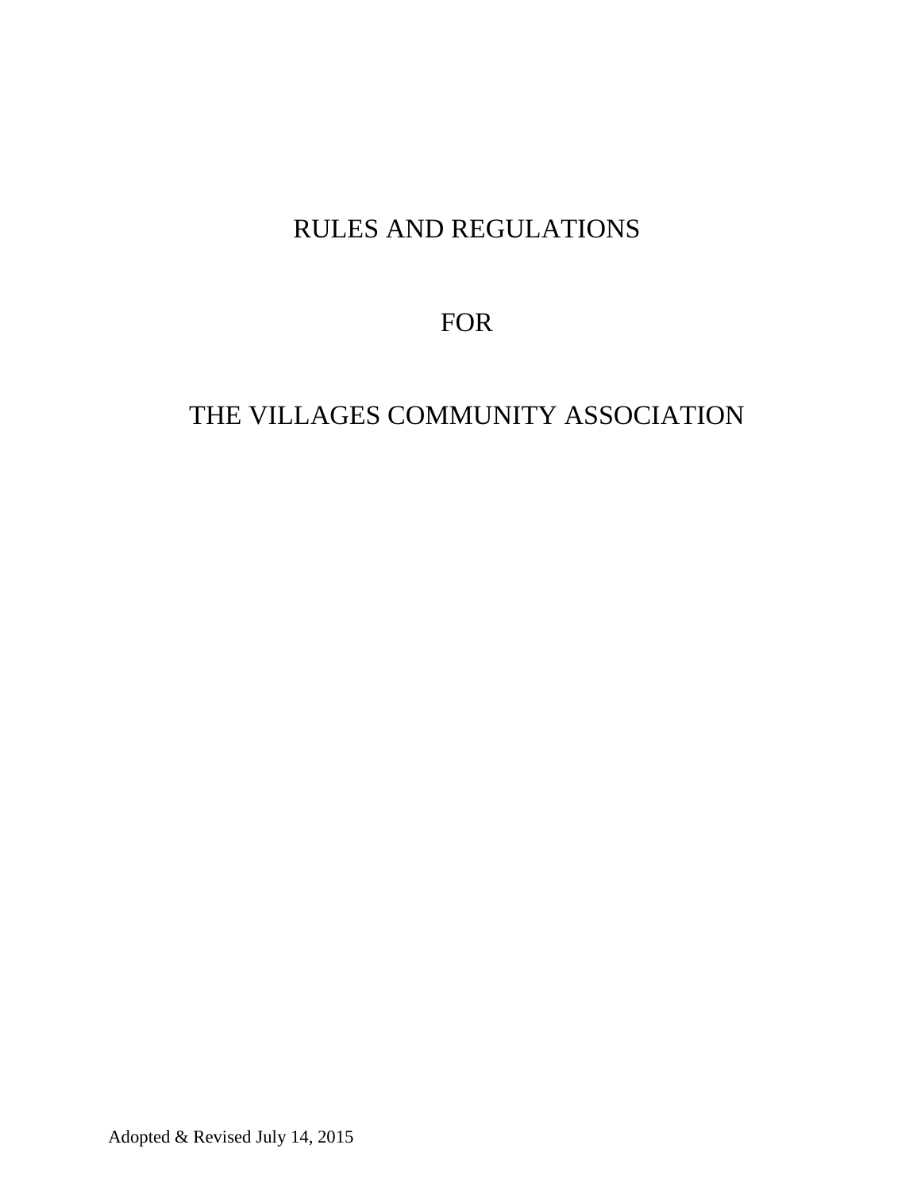# RULES AND REGULATIONS

# FOR

# THE VILLAGES COMMUNITY ASSOCIATION

Adopted & Revised July 14, 2015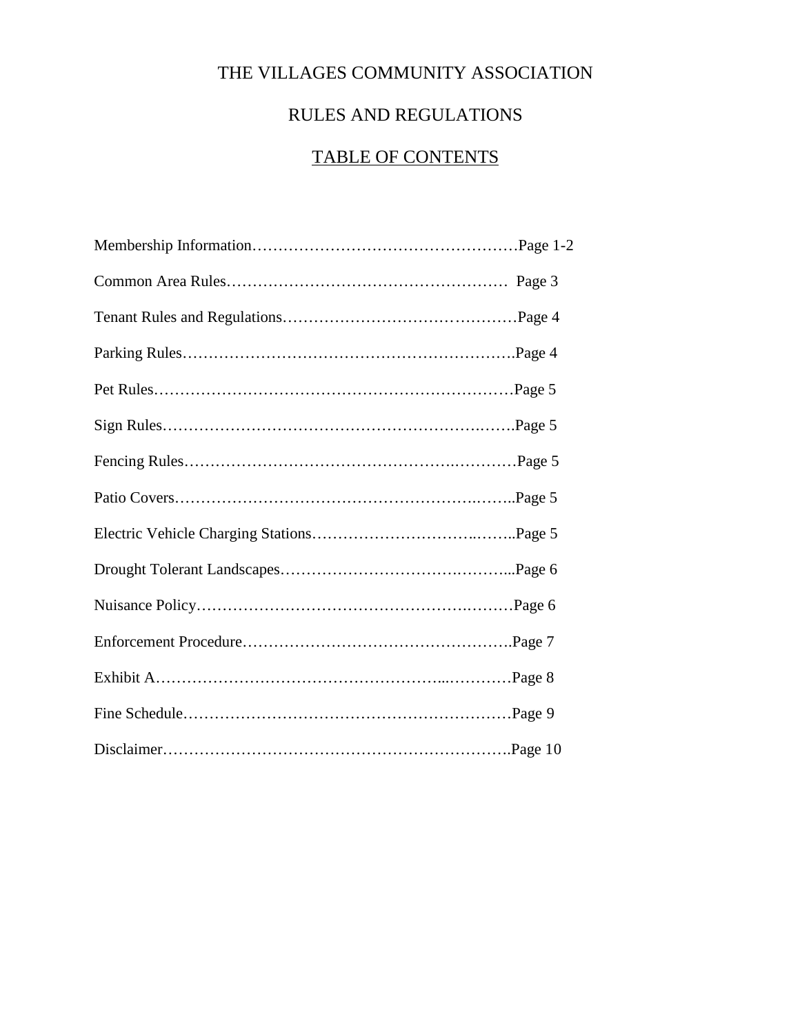# THE VILLAGES COMMUNITY ASSOCIATION

## RULES AND REGULATIONS

## TABLE OF CONTENTS

Membership Information……………………………………………Page 1-2

Common Area Rules……………………………………………… Page 3

Tenant Rules and Regulations………………………………………Page 4

Parking Rules……………………………………………………….Page 4

Pet Rules……………………………………………………………Page 5

Sign Rules…………………………………………………….…….Page 5

Fencing Rules…………………………………………….…………Page 5

Patio Covers…………………………………………………….……Page 5

Electric Vehicle Charging Stations…………………………….……..Page 5

Drought Tolerant Landscapes………………………………….……...Page 6

Nuisance Policy……………………………………………….………Page 6

Enforcement Procedure……………………………………………….Page 7

Exhibit A……………………………………………...…………Page 8

Fine Schedule…………………………………………………………Page 9

Disclaimer……………………………………………………………..Page 10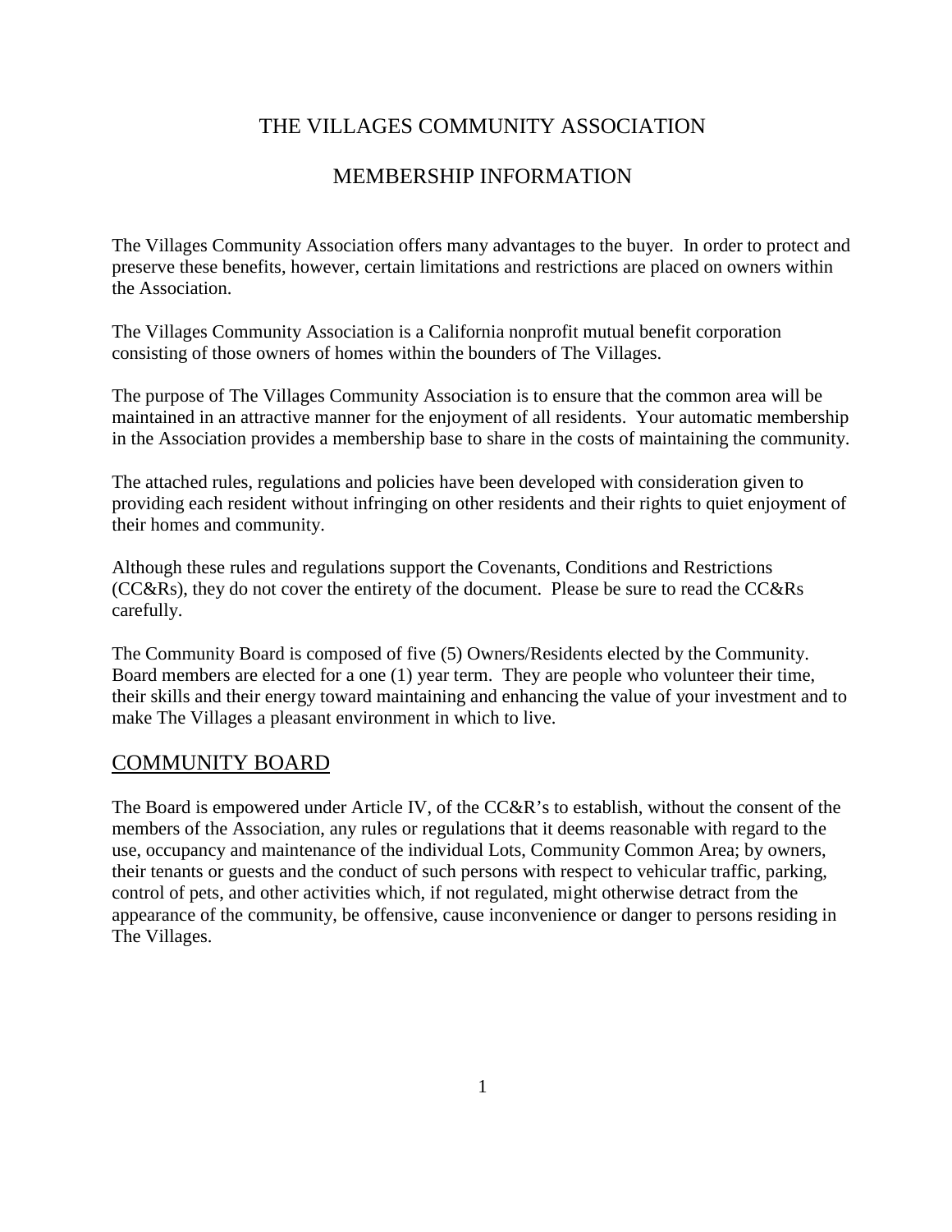# THE VILLAGES COMMUNITY ASSOCIATION

## MEMBERSHIP INFORMATION

The Villages Community Association offers many advantages to the buyer. In order to protect and preserve these benefits, however, certain limitations and restrictions are placed on owners within the Association.

The Villages Community Association is a California nonprofit mutual benefit corporation consisting of those owners of homes within the bounders of The Villages.

The purpose of The Villages Community Association is to ensure that the common area will be maintained in an attractive manner for the enjoyment of all residents. Your automatic membership in the Association provides a membership base to share in the costs of maintaining the community.

The attached rules, regulations and policies have been developed with consideration given to providing each resident without infringing on other residents and their rights to quiet enjoyment of their homes and community.

Although these rules and regulations support the Covenants, Conditions and Restrictions (CC&Rs), they do not cover the entirety of the document. Please be sure to read the CC&Rs carefully.

The Community Board is composed of five (5) Owners/Residents elected by the Community. Board members are elected for a one (1) year term. They are people who volunteer their time, their skills and their energy toward maintaining and enhancing the value of your investment and to make The Villages a pleasant environment in which to live.

## COMMUNITY BOARD

The Board is empowered under Article IV, of the CC&R's to establish, without the consent of the members of the Association, any rules or regulations that it deems reasonable with regard to the use, occupancy and maintenance of the individual Lots, Community Common Area; by owners, their tenants or guests and the conduct of such persons with respect to vehicular traffic, parking, control of pets, and other activities which, if not regulated, might otherwise detract from the appearance of the community, be offensive, cause inconvenience or danger to persons residing in The Villages.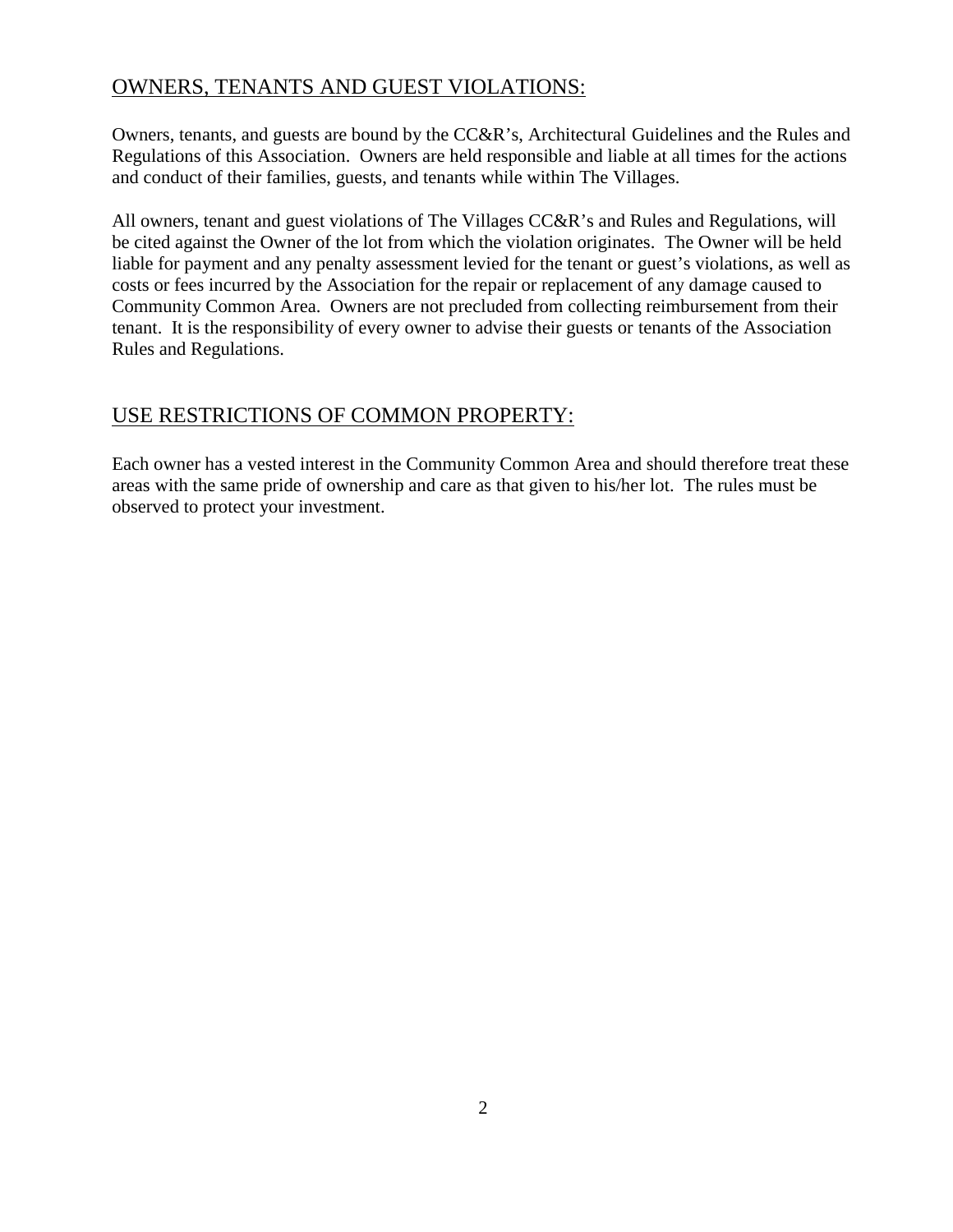## OWNERS, TENANTS AND GUEST VIOLATIONS:

Owners, tenants, and guests are bound by the CC&R's, Architectural Guidelines and the Rules and Regulations of this Association. Owners are held responsible and liable at all times for the actions and conduct of their families, guests, and tenants while within The Villages.

All owners, tenant and guest violations of The Villages CC&R's and Rules and Regulations, will be cited against the Owner of the lot from which the violation originates. The Owner will be held liable for payment and any penalty assessment levied for the tenant or guest's violations, as well as costs or fees incurred by the Association for the repair or replacement of any damage caused to Community Common Area. Owners are not precluded from collecting reimbursement from their tenant. It is the responsibility of every owner to advise their guests or tenants of the Association Rules and Regulations.

## USE RESTRICTIONS OF COMMON PROPERTY:

Each owner has a vested interest in the Community Common Area and should therefore treat these areas with the same pride of ownership and care as that given to his/her lot. The rules must be observed to protect your investment.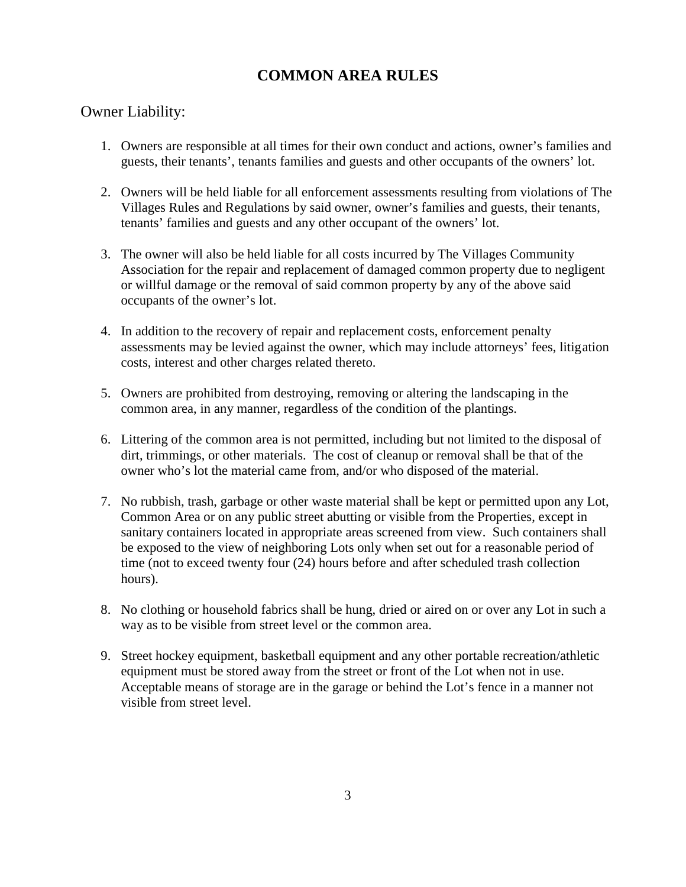# COMMON AREA RULES

## Owner Liability:

1. Owners are responsible at all times for their own conduct and actions, owner's families and guests, their tenants', tenants families and guests and other occupants of the owners' lot.

2. Owners will be held liable for all enforcement assessments resulting from violations of The Villages Rules and Regulations by said owner, owner's families and guests, their tenants, tenants' families and guests and any other occupant of the owners' lot.

3. The owner will also be held liable for all costs incurred by The Villages Community Association for the repair and replacement of damaged common property due to negligent or willful damage or the removal of said common property by any of the above said occupants of the owner's lot.

4. In addition to the recovery of repair and replacement costs, enforcement penalty assessments may be levied against the owner, which may include attorneys' fees, litigation costs, interest and other charges related thereto.

5. Owners are prohibited from destroying, removing or altering the landscaping in the common area, in any manner, regardless of the condition of the plantings.

6. Littering of the common area is not permitted, including but not limited to the disposal of dirt, trimmings, or other materials. The cost of cleanup or removal shall be that of the owner who's lot the material came from, and/or who disposed of the material.

7. No rubbish, trash, garbage or other waste material shall be kept or permitted upon any Lot, Common Area or on any public street abutting or visible from the Properties, except in sanitary containers located in appropriate areas screened from view. Such containers shall be exposed to the view of neighboring Lots only when set out for a reasonable period of time (not to exceed twenty four (24) hours before and after scheduled trash collection hours).

8. No clothing or household fabrics shall be hung, dried or aired on or over any Lot in such a way as to be visible from street level or the common area.

9. Street hockey equipment, basketball equipment and any other portable recreation/athletic equipment must be stored away from the street or front of the Lot when not in use. Acceptable means of storage are in the garage or behind the Lot's fence in a manner not visible from street level.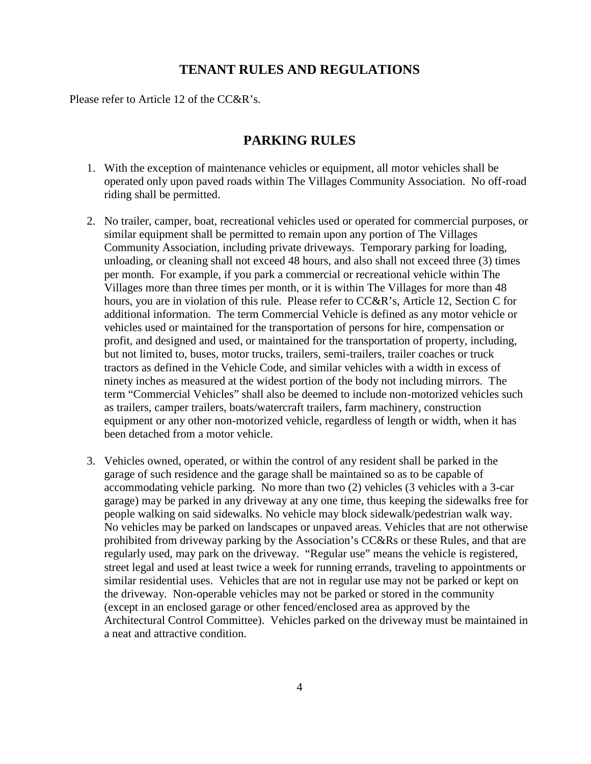## TENANT RULES AND REGULATIONS

Please refer to Article 12 of the CC&R's.

## PARKING RULES

1. With the exception of maintenance vehicles or equipment, all motor vehicles shall be operated only upon paved roads within The Villages Community Association. No off-road riding shall be permitted.

2. No trailer, camper, boat, recreational vehicles used or operated for commercial purposes, or similar equipment shall be permitted to remain upon any portion of The Villages Community Association, including private driveways. Temporary parking for loading, unloading, or cleaning shall not exceed 48 hours, and also shall not exceed three (3) times per month. For example, if you park a commercial or recreational vehicle within The Villages more than three times per month, or it is within The Villages for more than 48 hours, you are in violation of this rule. Please refer to CC&R's, Article 12, Section C for additional information. The term Commercial Vehicle is defined as any motor vehicle or vehicles used or maintained for the transportation of persons for hire, compensation or profit, and designed and used, or maintained for the transportation of property, including, but not limited to, buses, motor trucks, trailers, semi-trailers, trailer coaches or truck tractors as defined in the Vehicle Code, and similar vehicles with a width in excess of ninety inches as measured at the widest portion of the body not including mirrors. The term "Commercial Vehicles" shall also be deemed to include non-motorized vehicles such as trailers, camper trailers, boats/watercraft trailers, farm machinery, construction equipment or any other non-motorized vehicle, regardless of length or width, when it has been detached from a motor vehicle.

3. Vehicles owned, operated, or within the control of any resident shall be parked in the garage of such residence and the garage shall be maintained so as to be capable of accommodating vehicle parking. No more than two (2) vehicles (3 vehicles with a 3-car garage) may be parked in any driveway at any one time, thus keeping the sidewalks free for people walking on said sidewalks. No vehicle may block sidewalk/pedestrian walk way. No vehicles may be parked on landscapes or unpaved areas. Vehicles that are not otherwise prohibited from driveway parking by the Association's CC&Rs or these Rules, and that are regularly used, may park on the driveway. "Regular use" means the vehicle is registered, street legal and used at least twice a week for running errands, traveling to appointments or similar residential uses. Vehicles that are not in regular use may not be parked or kept on the driveway. Non-operable vehicles may not be parked or stored in the community (except in an enclosed garage or other fenced/enclosed area as approved by the Architectural Control Committee). Vehicles parked on the driveway must be maintained in a neat and attractive condition.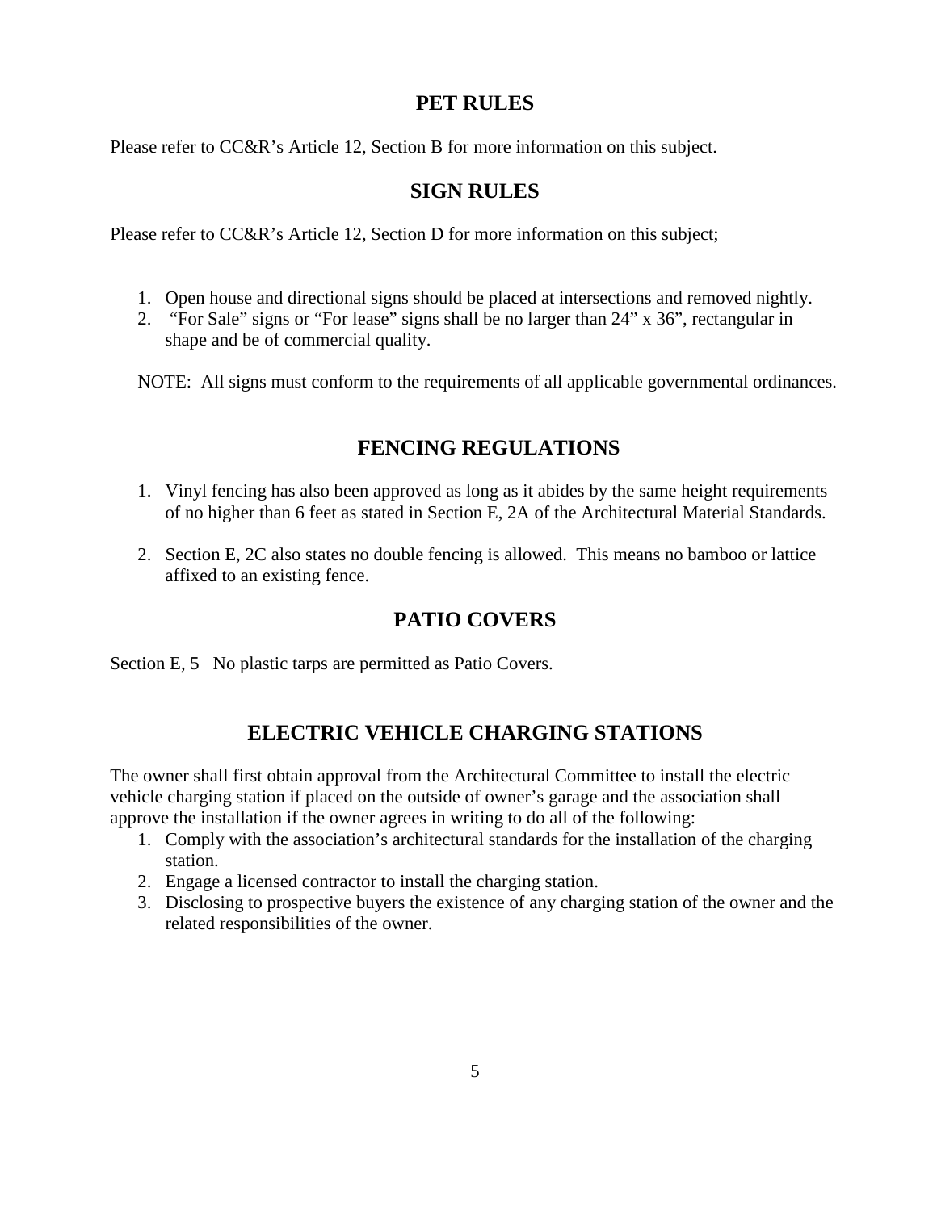## PET RULES

Please refer to CC&R's Article 12, Section B for more information on this subject.

## SIGN RULES

Please refer to CC&R's Article 12, Section D for more information on this subject;

1. Open house and directional signs should be placed at intersections and removed nightly.
2. "For Sale" signs or "For lease" signs shall be no larger than 24" x 36", rectangular in shape and be of commercial quality.

NOTE: All signs must conform to the requirements of all applicable governmental ordinances.

## FENCING REGULATIONS

1. Vinyl fencing has also been approved as long as it abides by the same height requirements of no higher than 6 feet as stated in Section E, 2A of the Architectural Material Standards.

2. Section E, 2C also states no double fencing is allowed. This means no bamboo or lattice affixed to an existing fence.

## PATIO COVERS

Section E, 5 No plastic tarps are permitted as Patio Covers.

## ELECTRIC VEHICLE CHARGING STATIONS

The owner shall first obtain approval from the Architectural Committee to install the electric vehicle charging station if placed on the outside of owner's garage and the association shall approve the installation if the owner agrees in writing to do all of the following:

1. Comply with the association's architectural standards for the installation of the charging station.
2. Engage a licensed contractor to install the charging station.
3. Disclosing to prospective buyers the existence of any charging station of the owner and the related responsibilities of the owner.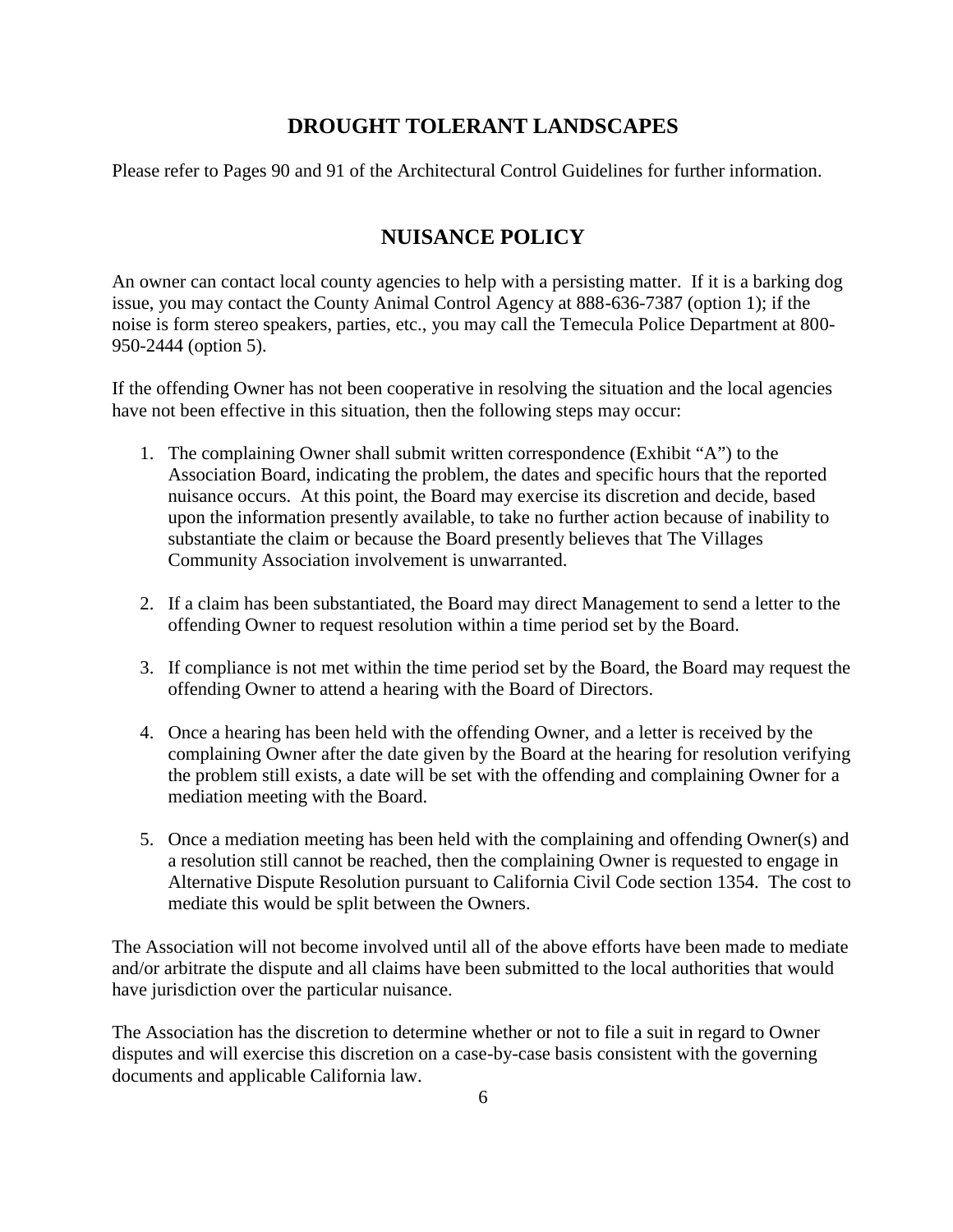## DROUGHT TOLERANT LANDSCAPES

Please refer to Pages 90 and 91 of the Architectural Control Guidelines for further information.

## NUISANCE POLICY

An owner can contact local county agencies to help with a persisting matter. If it is a barking dog issue, you may contact the County Animal Control Agency at 888-636-7387 (option 1); if the noise is form stereo speakers, parties, etc., you may call the Temecula Police Department at 800-950-2444 (option 5).

If the offending Owner has not been cooperative in resolving the situation and the local agencies have not been effective in this situation, then the following steps may occur:

1. The complaining Owner shall submit written correspondence (Exhibit "A") to the Association Board, indicating the problem, the dates and specific hours that the reported nuisance occurs. At this point, the Board may exercise its discretion and decide, based upon the information presently available, to take no further action because of inability to substantiate the claim or because the Board presently believes that The Villages Community Association involvement is unwarranted.

2. If a claim has been substantiated, the Board may direct Management to send a letter to the offending Owner to request resolution within a time period set by the Board.

3. If compliance is not met within the time period set by the Board, the Board may request the offending Owner to attend a hearing with the Board of Directors.

4. Once a hearing has been held with the offending Owner, and a letter is received by the complaining Owner after the date given by the Board at the hearing for resolution verifying the problem still exists, a date will be set with the offending and complaining Owner for a mediation meeting with the Board.

5. Once a mediation meeting has been held with the complaining and offending Owner(s) and a resolution still cannot be reached, then the complaining Owner is requested to engage in Alternative Dispute Resolution pursuant to California Civil Code section 1354. The cost to mediate this would be split between the Owners.

The Association will not become involved until all of the above efforts have been made to mediate and/or arbitrate the dispute and all claims have been submitted to the local authorities that would have jurisdiction over the particular nuisance.

The Association has the discretion to determine whether or not to file a suit in regard to Owner disputes and will exercise this discretion on a case-by-case basis consistent with the governing documents and applicable California law.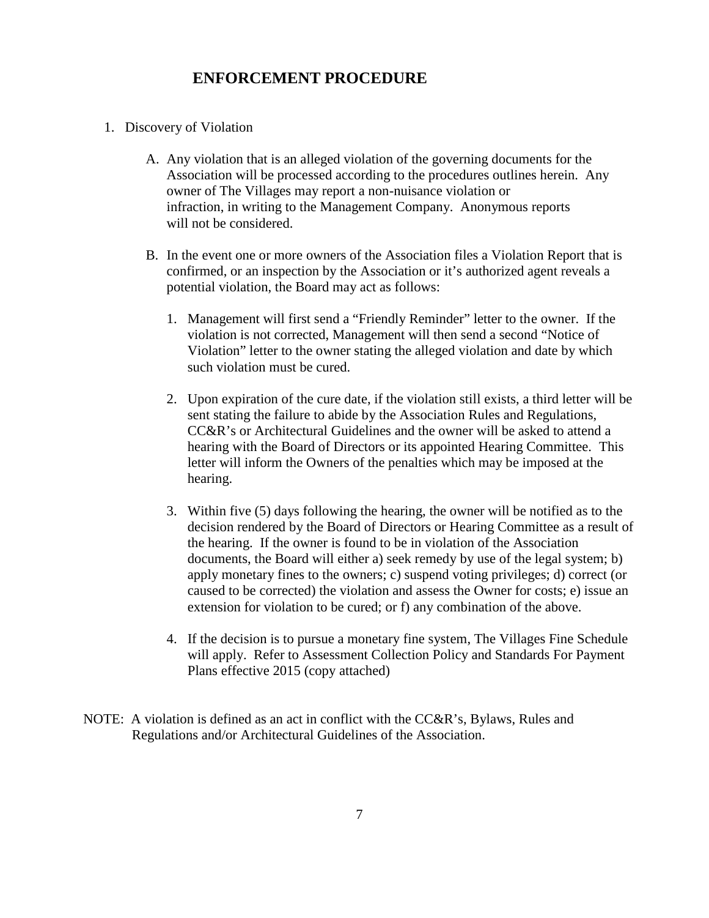# ENFORCEMENT PROCEDURE

1. Discovery of Violation

   A. Any violation that is an alleged violation of the governing documents for the Association will be processed according to the procedures outlines herein. Any owner of The Villages may report a non-nuisance violation or infraction, in writing to the Management Company. Anonymous reports will not be considered.

   B. In the event one or more owners of the Association files a Violation Report that is confirmed, or an inspection by the Association or it's authorized agent reveals a potential violation, the Board may act as follows:

      1. Management will first send a "Friendly Reminder" letter to the owner. If the violation is not corrected, Management will then send a second "Notice of Violation" letter to the owner stating the alleged violation and date by which such violation must be cured.

      2. Upon expiration of the cure date, if the violation still exists, a third letter will be sent stating the failure to abide by the Association Rules and Regulations, CC&R's or Architectural Guidelines and the owner will be asked to attend a hearing with the Board of Directors or its appointed Hearing Committee. This letter will inform the Owners of the penalties which may be imposed at the hearing.

      3. Within five (5) days following the hearing, the owner will be notified as to the decision rendered by the Board of Directors or Hearing Committee as a result of the hearing. If the owner is found to be in violation of the Association documents, the Board will either a) seek remedy by use of the legal system; b) apply monetary fines to the owners; c) suspend voting privileges; d) correct (or caused to be corrected) the violation and assess the Owner for costs; e) issue an extension for violation to be cured; or f) any combination of the above.

      4. If the decision is to pursue a monetary fine system, The Villages Fine Schedule will apply. Refer to Assessment Collection Policy and Standards For Payment Plans effective 2015 (copy attached)

NOTE: A violation is defined as an act in conflict with the CC&R's, Bylaws, Rules and Regulations and/or Architectural Guidelines of the Association.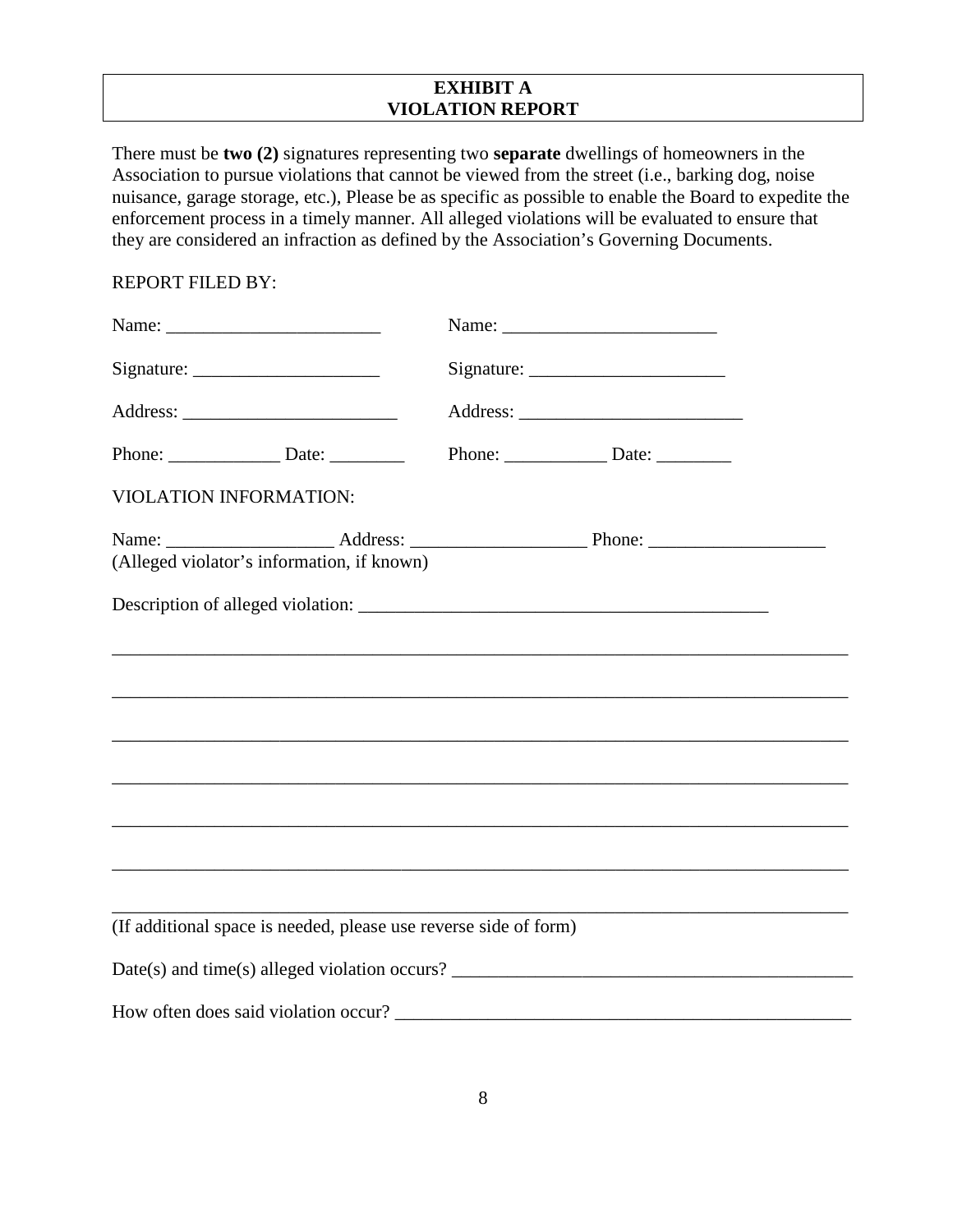# EXHIBIT A
# VIOLATION REPORT

There must be **two (2)** signatures representing two **separate** dwellings of homeowners in the Association to pursue violations that cannot be viewed from the street (i.e., barking dog, noise nuisance, garage storage, etc.), Please be as specific as possible to enable the Board to expedite the enforcement process in a timely manner. All alleged violations will be evaluated to ensure that they are considered an infraction as defined by the Association's Governing Documents.

REPORT FILED BY:

Name: _______________________ Name: _______________________

Signature: ____________________ Signature: _____________________

Address: _______________________ Address: ________________________

Phone: ____________ Date: ________ Phone: ___________ Date: ________

VIOLATION INFORMATION:

Name: __________________ Address: ___________________ Phone: ___________________
(Alleged violator's information, if known)

Description of alleged violation: _____________________________________________

________________________________________________________________________________

________________________________________________________________________________

________________________________________________________________________________

________________________________________________________________________________

________________________________________________________________________________

________________________________________________________________________________

________________________________________________________________________________
(If additional space is needed, please use reverse side of form)

Date(s) and time(s) alleged violation occurs? ___________________________________________

How often does said violation occur? _________________________________________________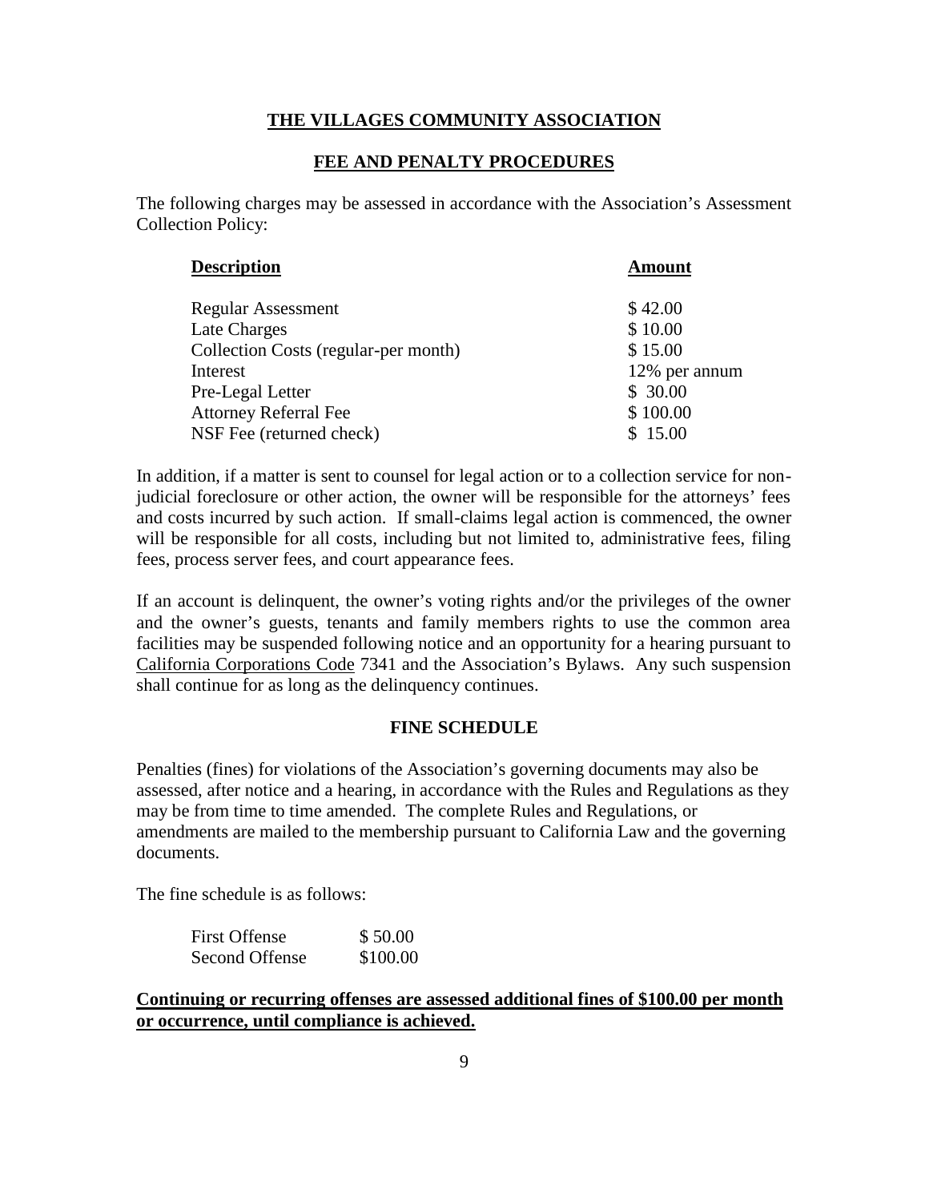## THE VILLAGES COMMUNITY ASSOCIATION

## FEE AND PENALTY PROCEDURES

The following charges may be assessed in accordance with the Association's Assessment Collection Policy:

| Description | Amount |
|---|---|
| Regular Assessment | \$ 42.00 |
| Late Charges | \$ 10.00 |
| Collection Costs (regular-per month) | \$ 15.00 |
| Interest | 12% per annum |
| Pre-Legal Letter | \$ 30.00 |
| Attorney Referral Fee | \$ 100.00 |
| NSF Fee (returned check) | \$ 15.00 |

In addition, if a matter is sent to counsel for legal action or to a collection service for non-judicial foreclosure or other action, the owner will be responsible for the attorneys' fees and costs incurred by such action. If small-claims legal action is commenced, the owner will be responsible for all costs, including but not limited to, administrative fees, filing fees, process server fees, and court appearance fees.

If an account is delinquent, the owner's voting rights and/or the privileges of the owner and the owner's guests, tenants and family members rights to use the common area facilities may be suspended following notice and an opportunity for a hearing pursuant to California Corporations Code 7341 and the Association's Bylaws. Any such suspension shall continue for as long as the delinquency continues.

## FINE SCHEDULE

Penalties (fines) for violations of the Association's governing documents may also be assessed, after notice and a hearing, in accordance with the Rules and Regulations as they may be from time to time amended. The complete Rules and Regulations, or amendments are mailed to the membership pursuant to California Law and the governing documents.

The fine schedule is as follows:

| | |
|---|---|
| First Offense | \$ 50.00 |
| Second Offense | \$100.00 |

**Continuing or recurring offenses are assessed additional fines of \$100.00 per month or occurrence, until compliance is achieved.**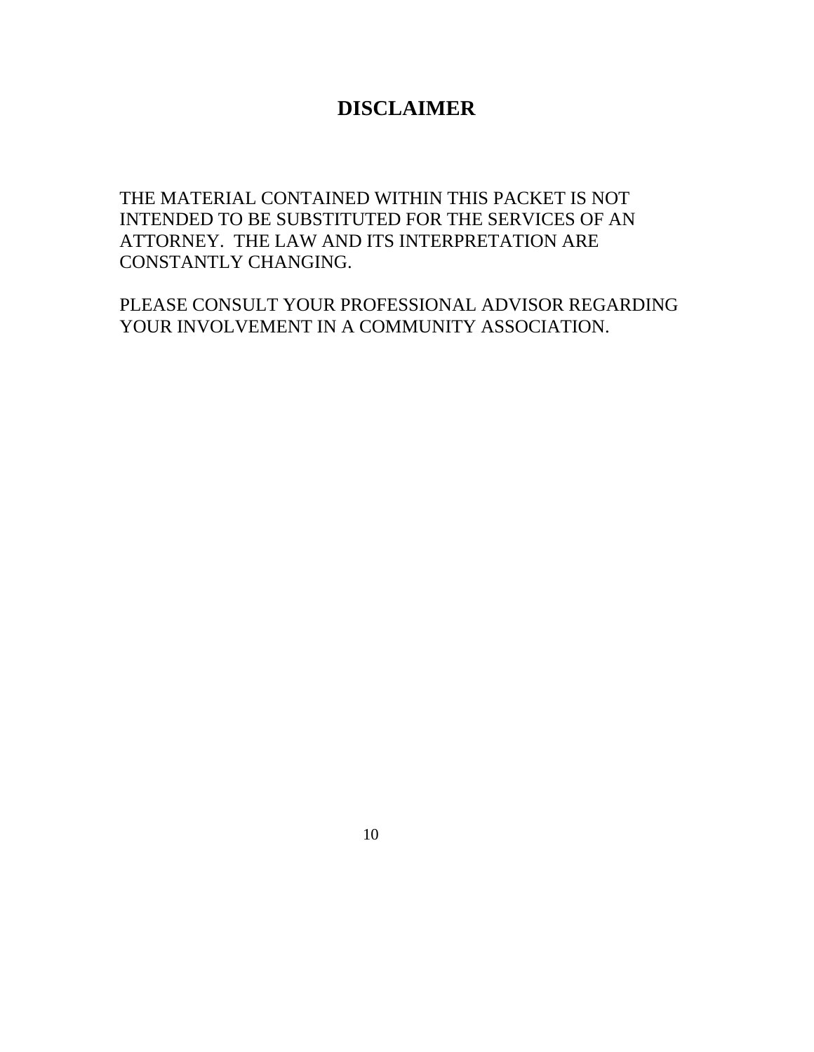# DISCLAIMER

THE MATERIAL CONTAINED WITHIN THIS PACKET IS NOT INTENDED TO BE SUBSTITUTED FOR THE SERVICES OF AN ATTORNEY. THE LAW AND ITS INTERPRETATION ARE CONSTANTLY CHANGING.

PLEASE CONSULT YOUR PROFESSIONAL ADVISOR REGARDING YOUR INVOLVEMENT IN A COMMUNITY ASSOCIATION.